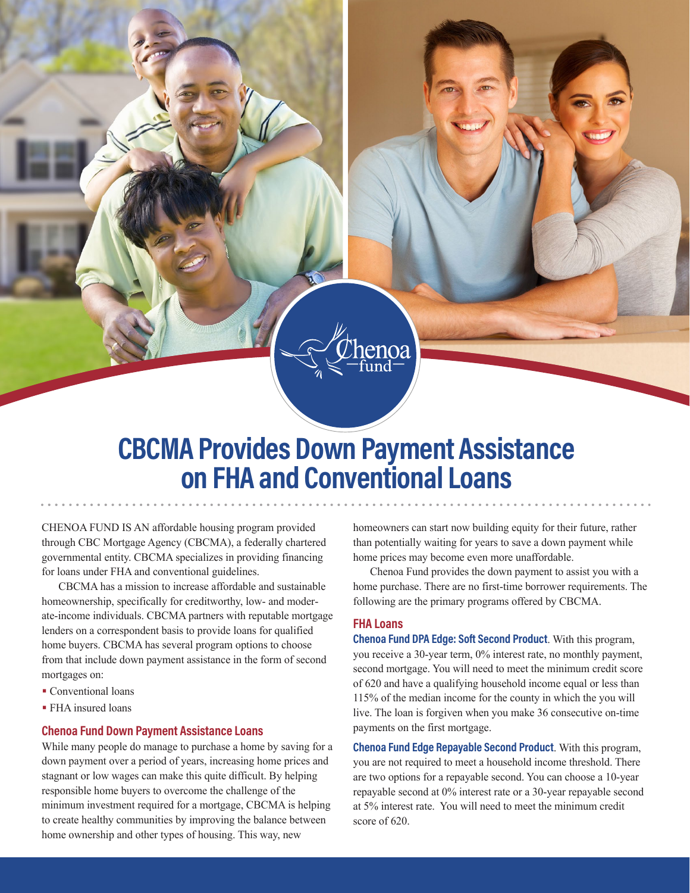# CBCMA Provides Down Payment Assistance on FHA and Conventional Loans

CHENOA FUND IS AN affordable housing program provided through CBC Mortgage Agency (CBCMA), a federally chartered governmental entity. CBCMA specializes in providing financing for loans under FHA and conventional guidelines.

CBCMA has a mission to increase affordable and sustainable homeownership, specifically for creditworthy, low- and moderate-income individuals. CBCMA partners with reputable mortgage lenders on a correspondent basis to provide loans for qualified home buyers. CBCMA has several program options to choose from that include down payment assistance in the form of second mortgages on:

- Conventional loans
- FHA insured loans

## Chenoa Fund Down Payment Assistance Loans

While many people do manage to purchase a home by saving for a down payment over a period of years, increasing home prices and stagnant or low wages can make this quite difficult. By helping responsible home buyers to overcome the challenge of the minimum investment required for a mortgage, CBCMA is helping to create healthy communities by improving the balance between home ownership and other types of housing. This way, new homeowners can start now building equity for their future, rather than potentially waiting for years to save a down payment while home prices may become even more unaffordable.

Chenoa Fund provides the down payment to assist you with a home purchase. There are no first-time borrower requirements. The following are the primary programs offered by CBCMA.

## FHA Loans

**Chenoa Fund DPA Edge: Soft Second Product**. With this program, you receive a 30-year term, 0% interest rate, no monthly payment, second mortgage. You will need to meet the minimum credit score of 620 and have a qualifying household income equal or less than 115% of the median income for the county in which the you will live. The loan is forgiven when you make 36 consecutive on-time payments on the first mortgage.

**Chenoa Fund Edge Repayable Second Product**. With this program, you are not required to meet a household income threshold. There are two options for a repayable second. You can choose a 10-year repayable second at 0% interest rate or a 30-year repayable second at 5% interest rate. You will need to meet the minimum credit score of 620.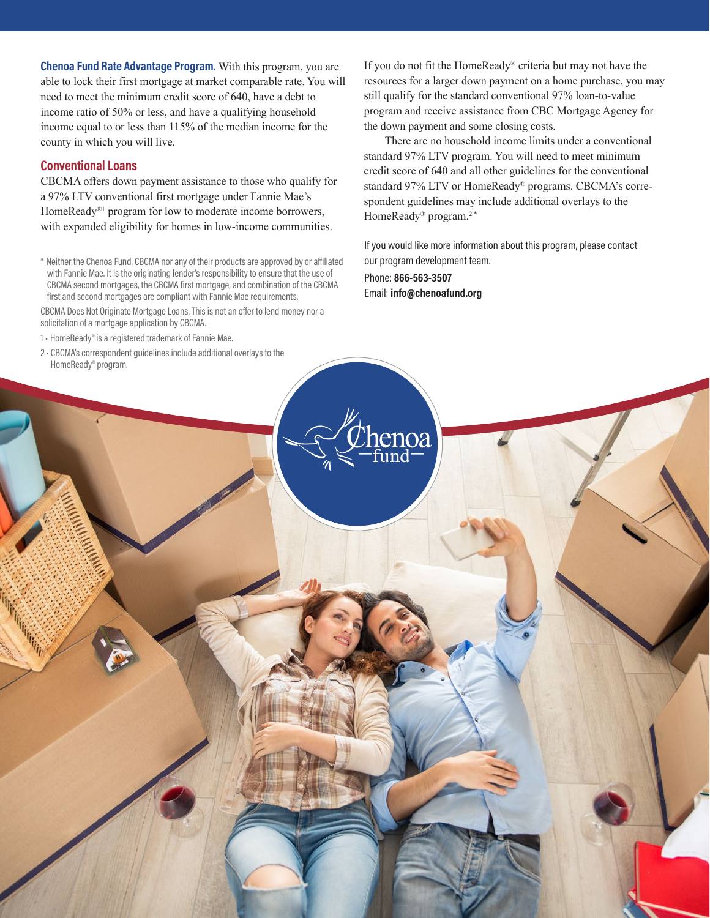**Chenoa Fund Rate Advantage Program.** With this program, you are able to lock their first mortgage at market comparable rate. You will need to meet the minimum credit score of 640, have a debt to income ratio of 50% or less, and have a qualifying household income equal to or less than 115% of the median income for the county in which you will live.

## Conventional Loans

CBCMA offers down payment assistance to those who qualify for a 97% LTV conventional first mortgage under Fannie Mae's HomeReady®[1] program for low to moderate income borrowers, with expanded eligibility for homes in low-income communities.

If you do not fit the HomeReady® criteria but may not have the resources for a larger down payment on a home purchase, you may still qualify for the standard conventional 97% loan-to-value program and receive assistance from CBC Mortgage Agency for the down payment and some closing costs.

There are no household income limits under a conventional standard 97% LTV program. You will need to meet minimum credit score of 640 and all other guidelines for the conventional standard 97% LTV or HomeReady® programs. CBCMA's correspondent guidelines may include additional overlays to the HomeReady® program.[2*]

If you would like more information about this program, please contact our program development team.

Phone: **866-563-3507**
Email: **info@chenoafund.org**

\* Neither the Chenoa Fund, CBCMA nor any of their products are approved by or affiliated with Fannie Mae. It is the originating lender's responsibility to ensure that the use of CBCMA second mortgages, the CBCMA first mortgage, and combination of the CBCMA first and second mortgages are compliant with Fannie Mae requirements.

CBCMA Does Not Originate Mortgage Loans. This is not an offer to lend money nor a solicitation of a mortgage application by CBCMA.

1 • HomeReady® is a registered trademark of Fannie Mae.

2 • CBCMA's correspondent guidelines include additional overlays to the HomeReady® program.

Chenoa fund